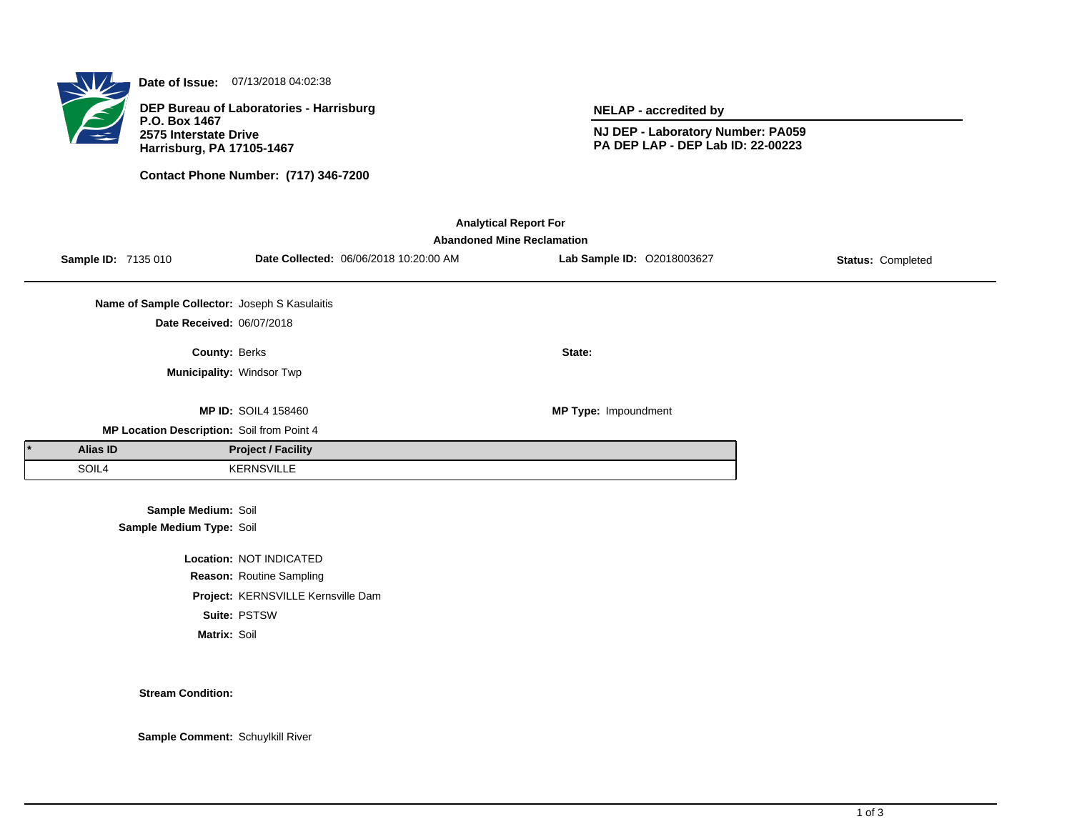**Date of Issue:** 07/13/2018 04:02:38

**DEP Bureau of Laboratories - Harrisburg**
**P.O. Box 1467**
**2575 Interstate Drive**
**Harrisburg, PA 17105-1467**

**Contact Phone Number: (717) 346-7200**

**NELAP - accredited by**

**NJ DEP - Laboratory Number: PA059**
**PA DEP LAP - DEP Lab ID: 22-00223**

## Analytical Report For
## Abandoned Mine Reclamation

**Sample ID:** 7135 010 **Date Collected:** 06/06/2018 10:20:00 AM **Lab Sample ID:** O2018003627 **Status:** Completed

**Name of Sample Collector:** Joseph S Kasulaitis
**Date Received:** 06/07/2018

**County:** Berks **State:**
**Municipality:** Windsor Twp

**MP ID:** SOIL4 158460 **MP Type:** Impoundment
**MP Location Description:** Soil from Point 4

| * | Alias ID | Project / Facility |
|---|---|---|
| | SOIL4 | KERNSVILLE |

**Sample Medium:** Soil
**Sample Medium Type:** Soil

**Location:** NOT INDICATED
**Reason:** Routine Sampling
**Project:** KERNSVILLE Kernsville Dam
**Suite:** PSTSW
**Matrix:** Soil

**Stream Condition:**

**Sample Comment:** Schuylkill River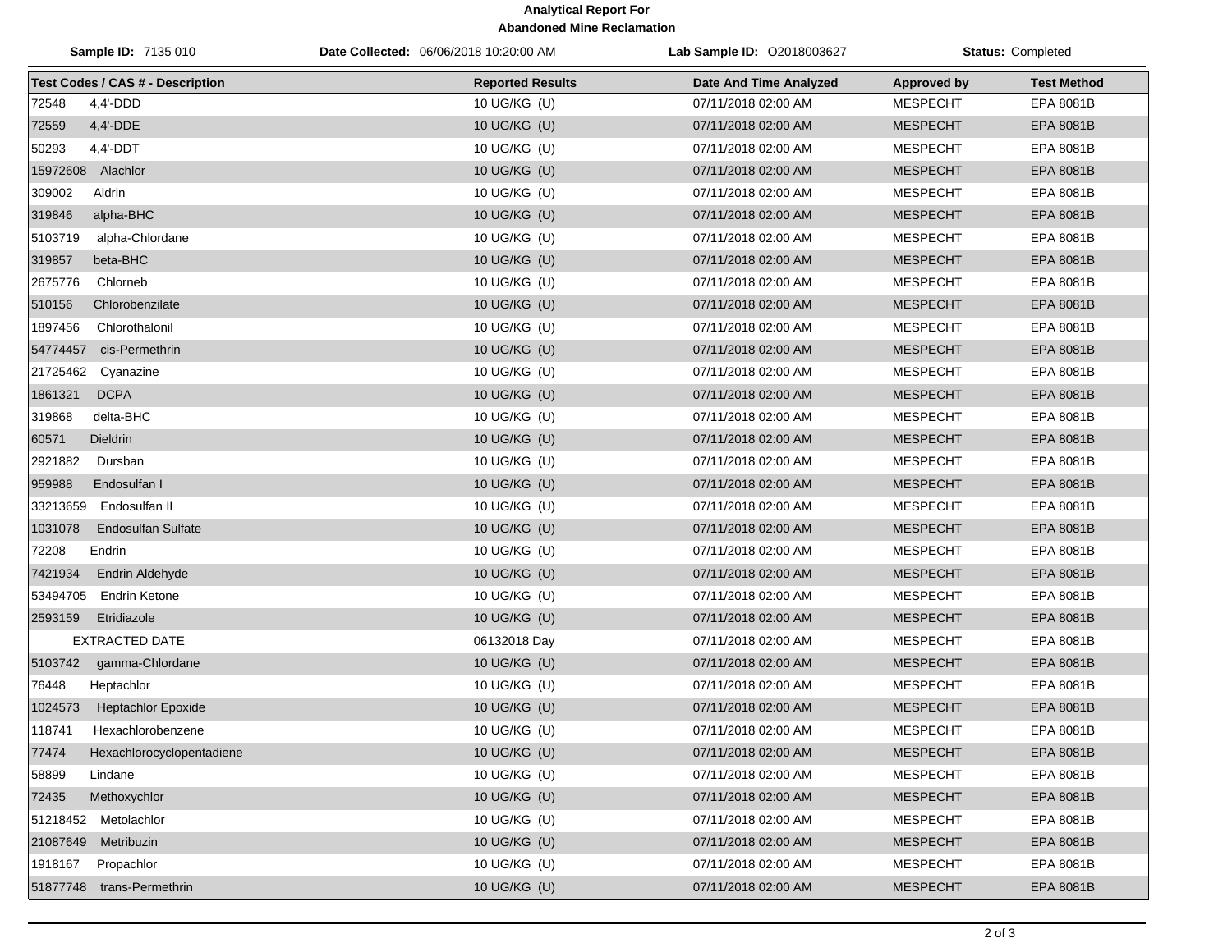**Analytical Report For**
**Abandoned Mine Reclamation**

**Sample ID:** 7135 010 | **Date Collected:** 06/06/2018 10:20:00 AM | **Lab Sample ID:** O2018003627 | **Status:** Completed

| Test Codes / CAS # - Description | Reported Results | Date And Time Analyzed | Approved by | Test Method |
|---|---|---|---|---|
| 72548 4,4'-DDD | 10 UG/KG (U) | 07/11/2018 02:00 AM | MESPECHT | EPA 8081B |
| 72559 4,4'-DDE | 10 UG/KG (U) | 07/11/2018 02:00 AM | MESPECHT | EPA 8081B |
| 50293 4,4'-DDT | 10 UG/KG (U) | 07/11/2018 02:00 AM | MESPECHT | EPA 8081B |
| 15972608 Alachlor | 10 UG/KG (U) | 07/11/2018 02:00 AM | MESPECHT | EPA 8081B |
| 309002 Aldrin | 10 UG/KG (U) | 07/11/2018 02:00 AM | MESPECHT | EPA 8081B |
| 319846 alpha-BHC | 10 UG/KG (U) | 07/11/2018 02:00 AM | MESPECHT | EPA 8081B |
| 5103719 alpha-Chlordane | 10 UG/KG (U) | 07/11/2018 02:00 AM | MESPECHT | EPA 8081B |
| 319857 beta-BHC | 10 UG/KG (U) | 07/11/2018 02:00 AM | MESPECHT | EPA 8081B |
| 2675776 Chlorneb | 10 UG/KG (U) | 07/11/2018 02:00 AM | MESPECHT | EPA 8081B |
| 510156 Chlorobenzilate | 10 UG/KG (U) | 07/11/2018 02:00 AM | MESPECHT | EPA 8081B |
| 1897456 Chlorothalonil | 10 UG/KG (U) | 07/11/2018 02:00 AM | MESPECHT | EPA 8081B |
| 54774457 cis-Permethrin | 10 UG/KG (U) | 07/11/2018 02:00 AM | MESPECHT | EPA 8081B |
| 21725462 Cyanazine | 10 UG/KG (U) | 07/11/2018 02:00 AM | MESPECHT | EPA 8081B |
| 1861321 DCPA | 10 UG/KG (U) | 07/11/2018 02:00 AM | MESPECHT | EPA 8081B |
| 319868 delta-BHC | 10 UG/KG (U) | 07/11/2018 02:00 AM | MESPECHT | EPA 8081B |
| 60571 Dieldrin | 10 UG/KG (U) | 07/11/2018 02:00 AM | MESPECHT | EPA 8081B |
| 2921882 Dursban | 10 UG/KG (U) | 07/11/2018 02:00 AM | MESPECHT | EPA 8081B |
| 959988 Endosulfan I | 10 UG/KG (U) | 07/11/2018 02:00 AM | MESPECHT | EPA 8081B |
| 33213659 Endosulfan II | 10 UG/KG (U) | 07/11/2018 02:00 AM | MESPECHT | EPA 8081B |
| 1031078 Endosulfan Sulfate | 10 UG/KG (U) | 07/11/2018 02:00 AM | MESPECHT | EPA 8081B |
| 72208 Endrin | 10 UG/KG (U) | 07/11/2018 02:00 AM | MESPECHT | EPA 8081B |
| 7421934 Endrin Aldehyde | 10 UG/KG (U) | 07/11/2018 02:00 AM | MESPECHT | EPA 8081B |
| 53494705 Endrin Ketone | 10 UG/KG (U) | 07/11/2018 02:00 AM | MESPECHT | EPA 8081B |
| 2593159 Etridiazole | 10 UG/KG (U) | 07/11/2018 02:00 AM | MESPECHT | EPA 8081B |
| EXTRACTED DATE | 06132018 Day | 07/11/2018 02:00 AM | MESPECHT | EPA 8081B |
| 5103742 gamma-Chlordane | 10 UG/KG (U) | 07/11/2018 02:00 AM | MESPECHT | EPA 8081B |
| 76448 Heptachlor | 10 UG/KG (U) | 07/11/2018 02:00 AM | MESPECHT | EPA 8081B |
| 1024573 Heptachlor Epoxide | 10 UG/KG (U) | 07/11/2018 02:00 AM | MESPECHT | EPA 8081B |
| 118741 Hexachlorobenzene | 10 UG/KG (U) | 07/11/2018 02:00 AM | MESPECHT | EPA 8081B |
| 77474 Hexachlorocyclopentadiene | 10 UG/KG (U) | 07/11/2018 02:00 AM | MESPECHT | EPA 8081B |
| 58899 Lindane | 10 UG/KG (U) | 07/11/2018 02:00 AM | MESPECHT | EPA 8081B |
| 72435 Methoxychlor | 10 UG/KG (U) | 07/11/2018 02:00 AM | MESPECHT | EPA 8081B |
| 51218452 Metolachlor | 10 UG/KG (U) | 07/11/2018 02:00 AM | MESPECHT | EPA 8081B |
| 21087649 Metribuzin | 10 UG/KG (U) | 07/11/2018 02:00 AM | MESPECHT | EPA 8081B |
| 1918167 Propachlor | 10 UG/KG (U) | 07/11/2018 02:00 AM | MESPECHT | EPA 8081B |
| 51877748 trans-Permethrin | 10 UG/KG (U) | 07/11/2018 02:00 AM | MESPECHT | EPA 8081B |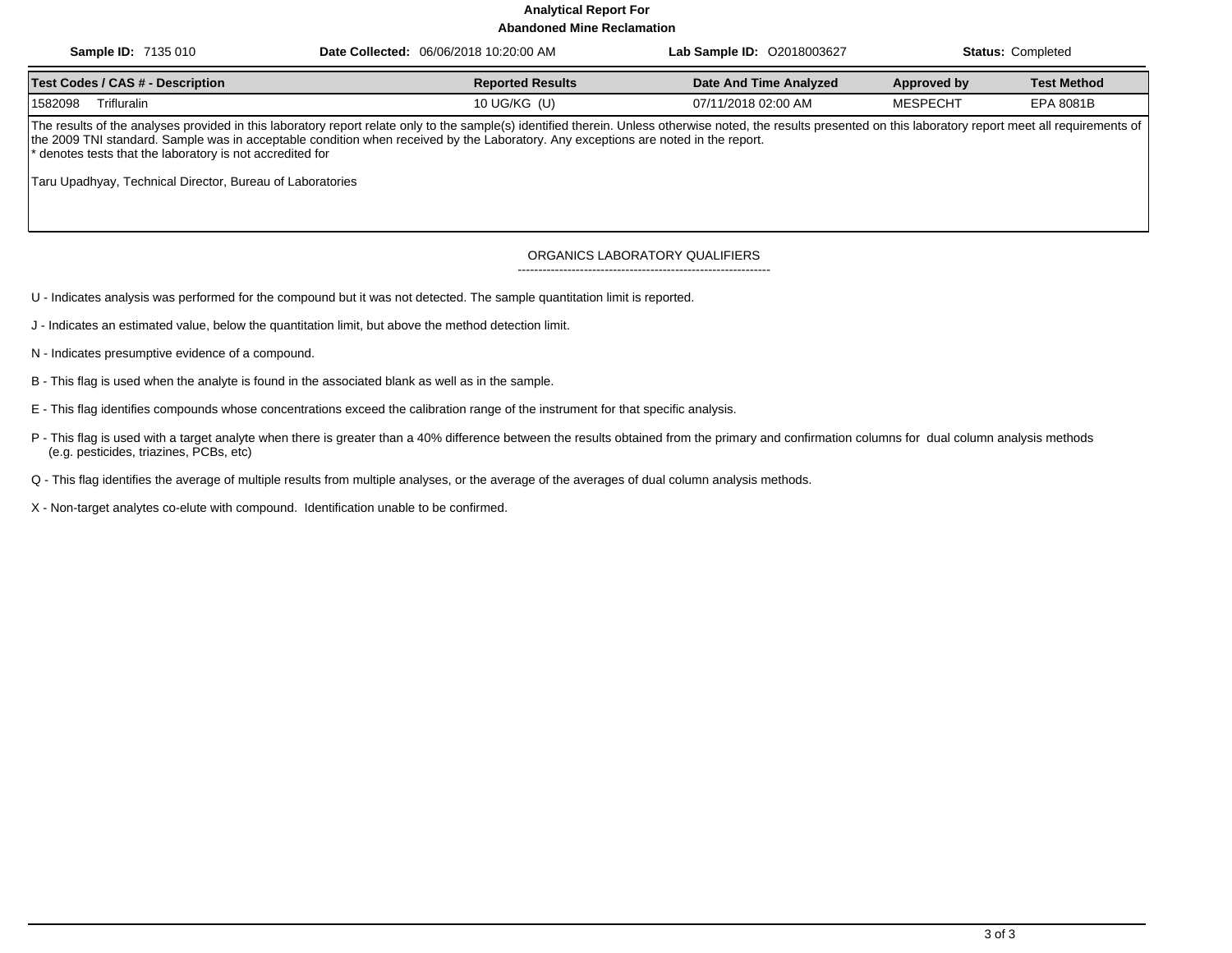**Analytical Report For**
**Abandoned Mine Reclamation**

**Sample ID:** 7135 010 | **Date Collected:** 06/06/2018 10:20:00 AM | **Lab Sample ID:** O2018003627 | **Status:** Completed

| Test Codes / CAS # - Description | Reported Results | Date And Time Analyzed | Approved by | Test Method |
|---|---|---|---|---|
| 1582098 Trifluralin | 10 UG/KG (U) | 07/11/2018 02:00 AM | MESPECHT | EPA 8081B |

The results of the analyses provided in this laboratory report relate only to the sample(s) identified therein. Unless otherwise noted, the results presented on this laboratory report meet all requirements of the 2009 TNI standard. Sample was in acceptable condition when received by the Laboratory. Any exceptions are noted in the report.
* denotes tests that the laboratory is not accredited for

Taru Upadhyay, Technical Director, Bureau of Laboratories

## ORGANICS LABORATORY QUALIFIERS

U - Indicates analysis was performed for the compound but it was not detected. The sample quantitation limit is reported.

J - Indicates an estimated value, below the quantitation limit, but above the method detection limit.

N - Indicates presumptive evidence of a compound.

B - This flag is used when the analyte is found in the associated blank as well as in the sample.

E - This flag identifies compounds whose concentrations exceed the calibration range of the instrument for that specific analysis.

P - This flag is used with a target analyte when there is greater than a 40% difference between the results obtained from the primary and confirmation columns for dual column analysis methods (e.g. pesticides, triazines, PCBs, etc)

Q - This flag identifies the average of multiple results from multiple analyses, or the average of the averages of dual column analysis methods.

X - Non-target analytes co-elute with compound. Identification unable to be confirmed.